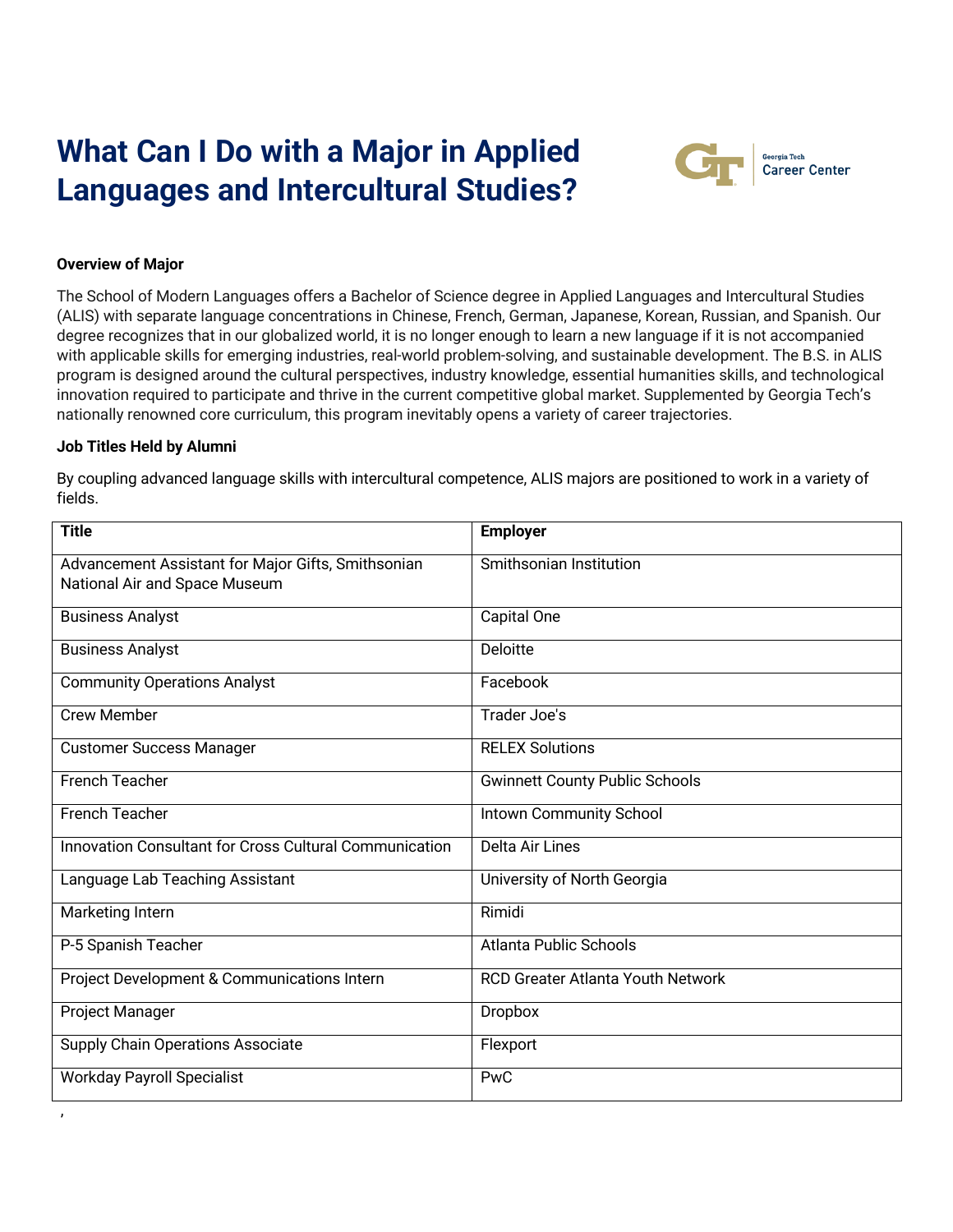# What Can I Do with a Major in Applied Languages and Intercultural Studies?

**Overview of Major**

The School of Modern Languages offers a Bachelor of Science degree in Applied Languages and Intercultural Studies (ALIS) with separate language concentrations in Chinese, French, German, Japanese, Korean, Russian, and Spanish. Our degree recognizes that in our globalized world, it is no longer enough to learn a new language if it is not accompanied with applicable skills for emerging industries, real-world problem-solving, and sustainable development. The B.S. in ALIS program is designed around the cultural perspectives, industry knowledge, essential humanities skills, and technological innovation required to participate and thrive in the current competitive global market. Supplemented by Georgia Tech's nationally renowned core curriculum, this program inevitably opens a variety of career trajectories.

**Job Titles Held by Alumni**

By coupling advanced language skills with intercultural competence, ALIS majors are positioned to work in a variety of fields.

| Title | Employer |
|---|---|
| Advancement Assistant for Major Gifts, Smithsonian National Air and Space Museum | Smithsonian Institution |
| Business Analyst | Capital One |
| Business Analyst | Deloitte |
| Community Operations Analyst | Facebook |
| Crew Member | Trader Joe's |
| Customer Success Manager | RELEX Solutions |
| French Teacher | Gwinnett County Public Schools |
| French Teacher | Intown Community School |
| Innovation Consultant for Cross Cultural Communication | Delta Air Lines |
| Language Lab Teaching Assistant | University of North Georgia |
| Marketing Intern | Rimidi |
| P-5 Spanish Teacher | Atlanta Public Schools |
| Project Development & Communications Intern | RCD Greater Atlanta Youth Network |
| Project Manager | Dropbox |
| Supply Chain Operations Associate | Flexport |
| Workday Payroll Specialist | PwC |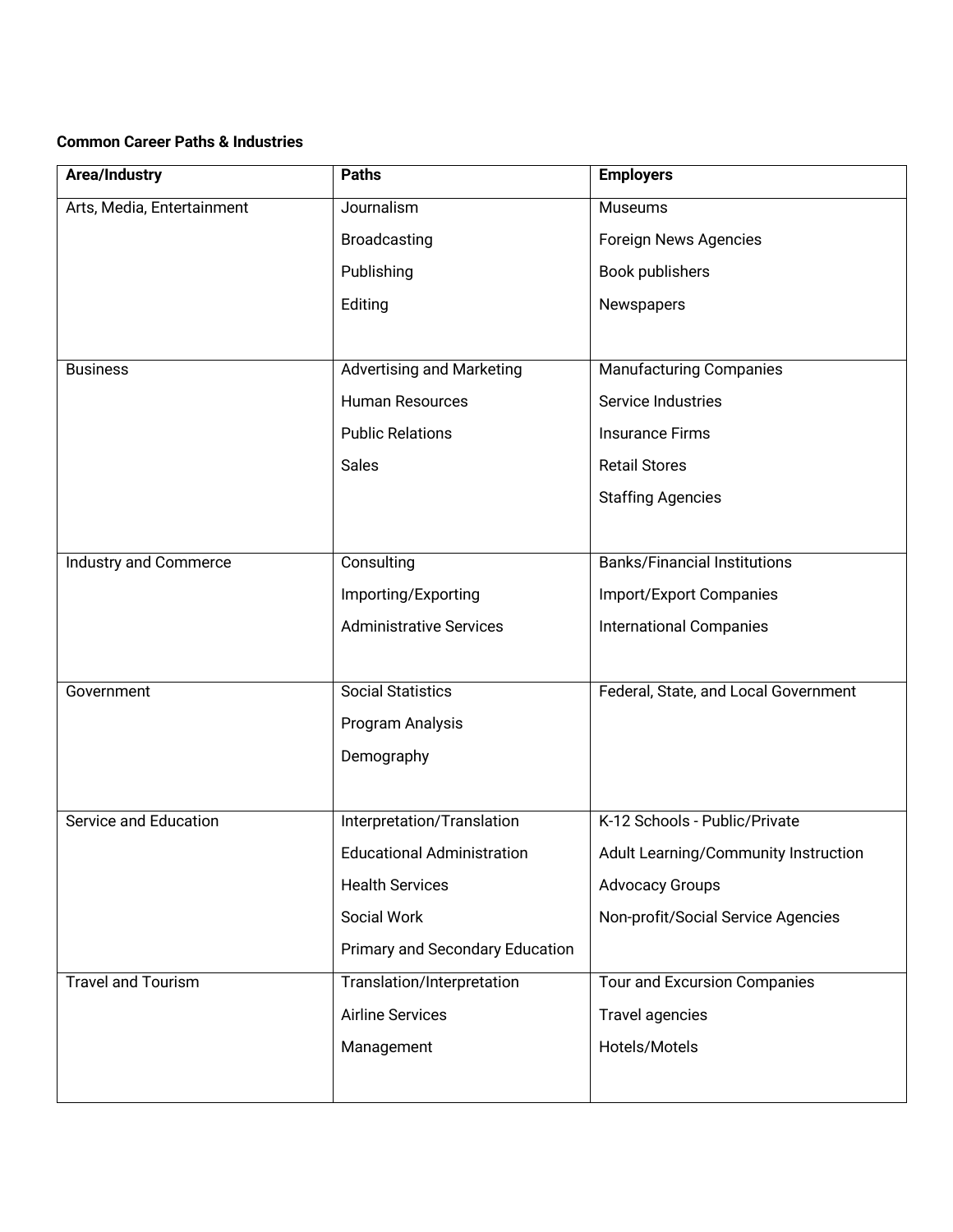**Common Career Paths & Industries**

| Area/Industry | Paths | Employers |
|---|---|---|
| Arts, Media, Entertainment | Journalism<br>Broadcasting<br>Publishing<br>Editing | Museums<br>Foreign News Agencies<br>Book publishers<br>Newspapers |
| Business | Advertising and Marketing<br>Human Resources<br>Public Relations<br>Sales | Manufacturing Companies<br>Service Industries<br>Insurance Firms<br>Retail Stores<br>Staffing Agencies |
| Industry and Commerce | Consulting<br>Importing/Exporting<br>Administrative Services | Banks/Financial Institutions<br>Import/Export Companies<br>International Companies |
| Government | Social Statistics<br>Program Analysis<br>Demography | Federal, State, and Local Government |
| Service and Education | Interpretation/Translation<br>Educational Administration<br>Health Services<br>Social Work<br>Primary and Secondary Education | K-12 Schools - Public/Private<br>Adult Learning/Community Instruction<br>Advocacy Groups<br>Non-profit/Social Service Agencies |
| Travel and Tourism | Translation/Interpretation<br>Airline Services<br>Management | Tour and Excursion Companies<br>Travel agencies<br>Hotels/Motels |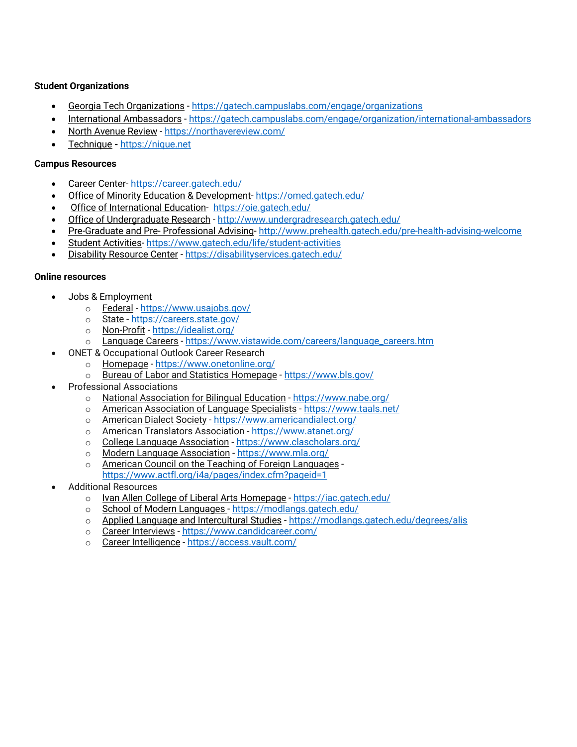**Student Organizations**

- Georgia Tech Organizations - https://gatech.campuslabs.com/engage/organizations
- International Ambassadors - https://gatech.campuslabs.com/engage/organization/international-ambassadors
- North Avenue Review - https://northavereview.com/
- Technique - https://nique.net

**Campus Resources**

- Career Center- https://career.gatech.edu/
- Office of Minority Education & Development- https://omed.gatech.edu/
- Office of International Education- https://oie.gatech.edu/
- Office of Undergraduate Research - http://www.undergradresearch.gatech.edu/
- Pre-Graduate and Pre- Professional Advising- http://www.prehealth.gatech.edu/pre-health-advising-welcome
- Student Activities- https://www.gatech.edu/life/student-activities
- Disability Resource Center - https://disabilityservices.gatech.edu/

**Online resources**

- Jobs & Employment
  - Federal - https://www.usajobs.gov/
  - State - https://careers.state.gov/
  - Non-Profit - https://idealist.org/
  - Language Careers - https://www.vistawide.com/careers/language_careers.htm
- ONET & Occupational Outlook Career Research
  - Homepage - https://www.onetonline.org/
  - Bureau of Labor and Statistics Homepage - https://www.bls.gov/
- Professional Associations
  - National Association for Bilingual Education - https://www.nabe.org/
  - American Association of Language Specialists - https://www.taals.net/
  - American Dialect Society - https://www.americandialect.org/
  - American Translators Association - https://www.atanet.org/
  - College Language Association - https://www.clascholars.org/
  - Modern Language Association - https://www.mla.org/
  - American Council on the Teaching of Foreign Languages - https://www.actfl.org/i4a/pages/index.cfm?pageid=1
- Additional Resources
  - Ivan Allen College of Liberal Arts Homepage - https://iac.gatech.edu/
  - School of Modern Languages - https://modlangs.gatech.edu/
  - Applied Language and Intercultural Studies - https://modlangs.gatech.edu/degrees/alis
  - Career Interviews - https://www.candidcareer.com/
  - Career Intelligence - https://access.vault.com/